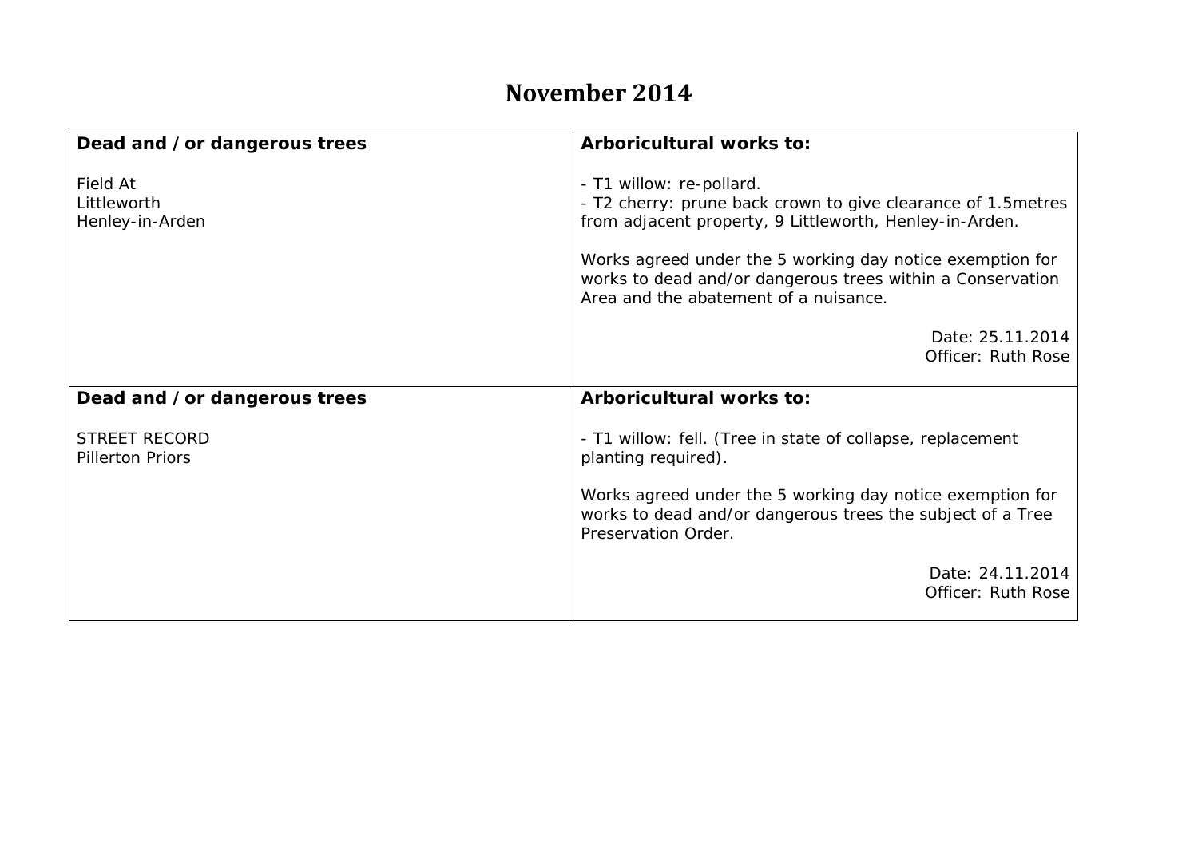# November 2014

| Dead and / or dangerous trees | Arboricultural works to: |
| --- | --- |
| Field At<br>Littleworth<br>Henley-in-Arden | - T1 willow: re-pollard.<br>- T2 cherry: prune back crown to give clearance of 1.5metres from adjacent property, 9 Littleworth, Henley-in-Arden.<br><br>Works agreed under the 5 working day notice exemption for works to dead and/or dangerous trees within a Conservation Area and the abatement of a nuisance.<br><br>Date: 25.11.2014<br>Officer: Ruth Rose |
| **Dead and / or dangerous trees**<br><br>STREET RECORD<br>Pillerton Priors | **Arboricultural works to:**<br><br>- T1 willow: fell. (Tree in state of collapse, replacement planting required).<br><br>Works agreed under the 5 working day notice exemption for works to dead and/or dangerous trees the subject of a Tree Preservation Order.<br><br>Date: 24.11.2014<br>Officer: Ruth Rose |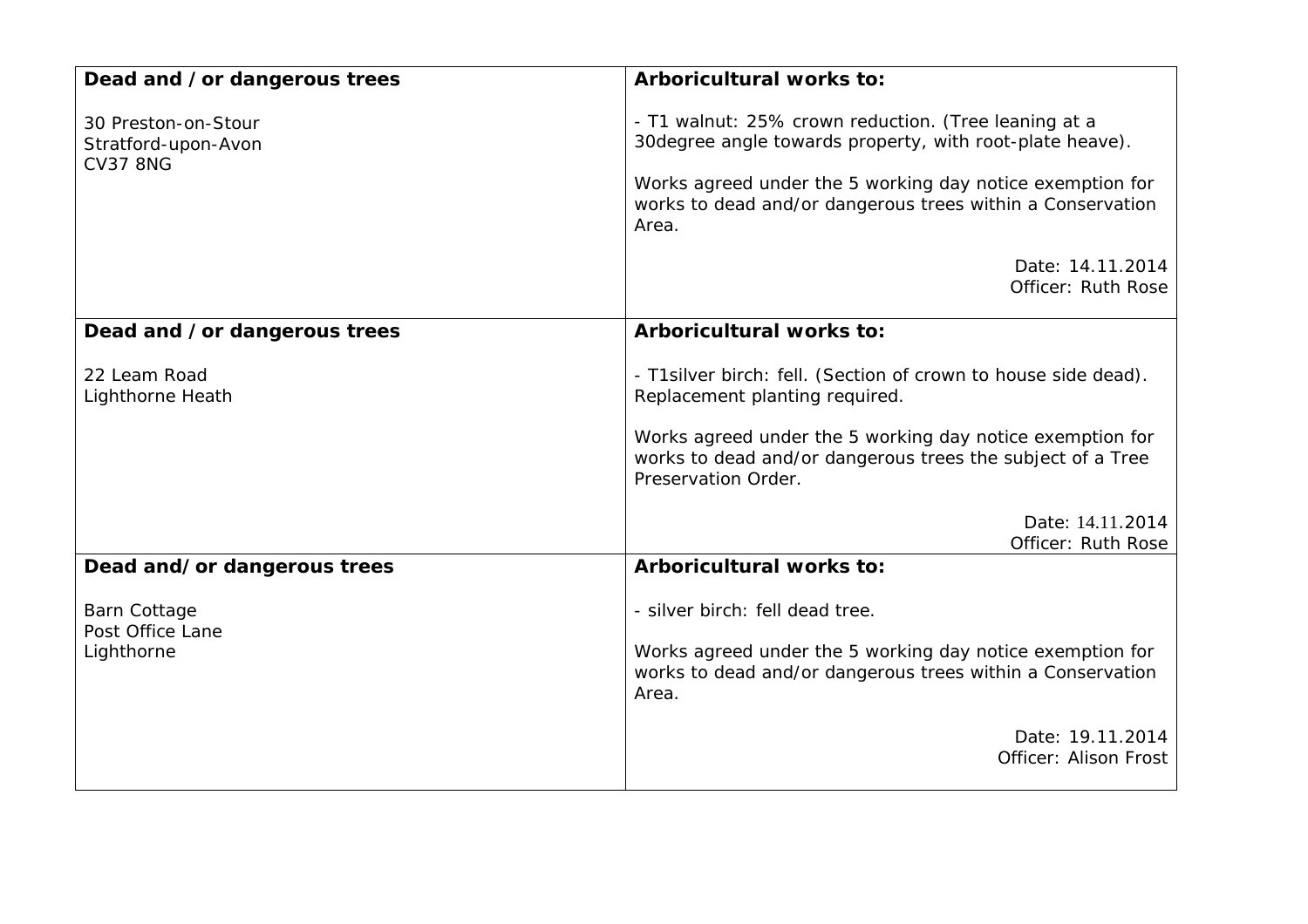| Dead and / or dangerous trees | Arboricultural works to: |
|---|---|
| 30 Preston-on-Stour<br>Stratford-upon-Avon<br>CV37 8NG | - T1 walnut: 25% crown reduction. (Tree leaning at a 30degree angle towards property, with root-plate heave).<br><br>Works agreed under the 5 working day notice exemption for works to dead and/or dangerous trees within a Conservation Area.<br><br>Date: 14.11.2014<br>Officer: Ruth Rose |
| **Dead and / or dangerous trees** | **Arboricultural works to:** |
| 22 Leam Road<br>Lighthorne Heath | - T1silver birch: fell. (Section of crown to house side dead). Replacement planting required.<br><br>Works agreed under the 5 working day notice exemption for works to dead and/or dangerous trees the subject of a Tree Preservation Order.<br><br>Date: 14.11.2014<br>Officer: Ruth Rose |
| **Dead and/or dangerous trees** | **Arboricultural works to:** |
| Barn Cottage<br>Post Office Lane<br>Lighthorne | - silver birch: fell dead tree.<br><br>Works agreed under the 5 working day notice exemption for works to dead and/or dangerous trees within a Conservation Area.<br><br>Date: 19.11.2014<br>Officer: Alison Frost |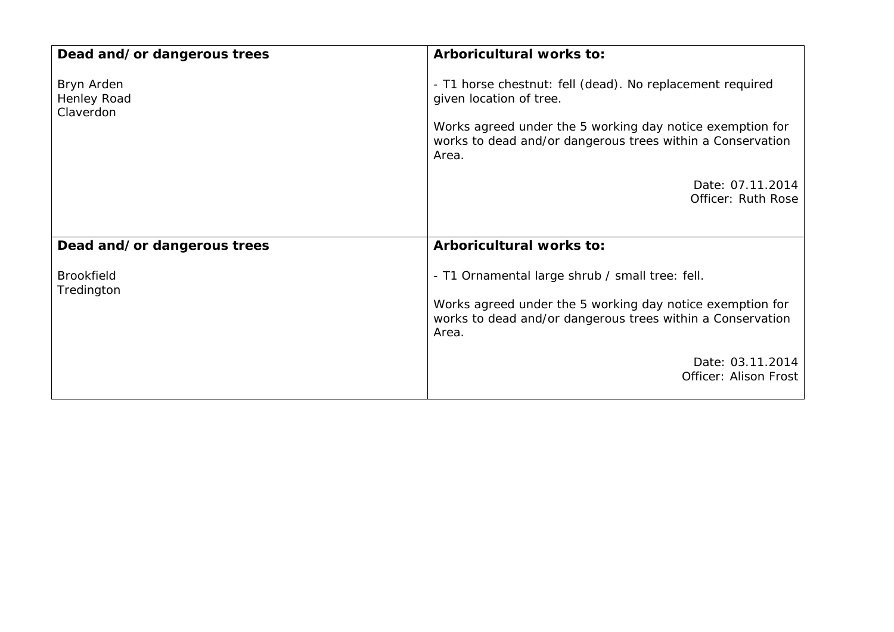| | |
|---|---|
| **Dead and/or dangerous trees**<br><br>Bryn Arden<br>Henley Road<br>Claverdon | **Arboricultural works to:**<br><br>- T1 horse chestnut: fell (dead). No replacement required given location of tree.<br><br>Works agreed under the 5 working day notice exemption for works to dead and/or dangerous trees within a Conservation Area.<br><br>Date: 07.11.2014<br>Officer: Ruth Rose |
| **Dead and/or dangerous trees**<br><br>Brookfield<br>Tredington | **Arboricultural works to:**<br><br>- T1 Ornamental large shrub / small tree: fell.<br><br>Works agreed under the 5 working day notice exemption for works to dead and/or dangerous trees within a Conservation Area.<br><br>Date: 03.11.2014<br>Officer: Alison Frost |